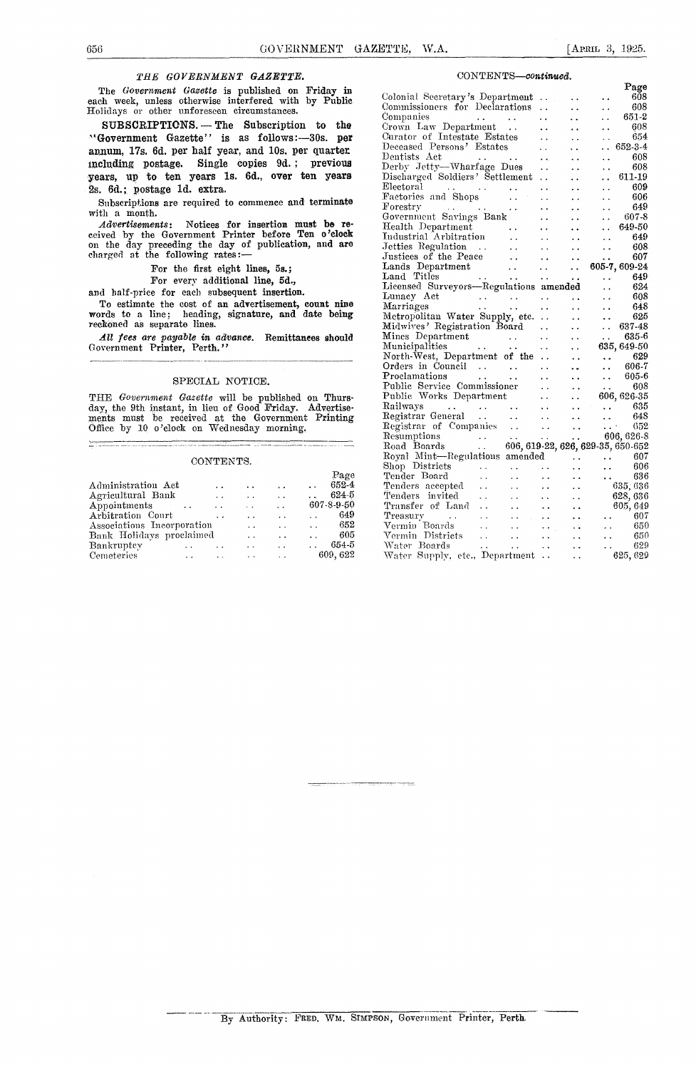## *THE GOVERNMENT GAZETTE.*

The *Government Gazette* is published on Friday in each week, unless otherwise interfered with by Public Holidays or other unforeseen circumstances.

**SUBSCRIPTIONS. — The Subscription to the "Government Gazette" is as follows:—30s. per annum, 17s. 6d. per half year, and 10s. per quarter including postage. Single copies 9d.; previous years, up to ten years 1s. 6d., over ten years 2s. 6d.; postage 1d. extra.**

Subscriptions are required to commence and terminate with a month.

***Advertisements*: Notices for insertion must be received by the Government Printer before Ten o'clock** on the day preceding the day of publication, and are charged at the following rates:—

**For the first eight lines, 5s.;**

**For every additional line, 5d.,**

and half-price for each subsequent insertion.

To estimate the cost of an advertisement, count nine words to a line; heading, signature, and date being reckoned as separate lines.

***All fees are payable in advance.* Remittances should** Government Printer, Perth."

## SPECIAL NOTICE.

THE *Government Gazette* will be published on Thursday, the 9th instant, in lieu of Good Friday. Advertisements must be received at the Government Printing Office by 10 o'clock on Wednesday morning.

## CONTENTS.

| | Page |
|---|---|
| Administration Act | 652-4 |
| Agricultural Bank | 624-5 |
| Appointments | 607-8-9-50 |
| Arbitration Court | 649 |
| Associations Incorporation | 652 |
| Bank Holidays proclaimed | 605 |
| Bankruptcy | 654-5 |
| Cemeteries | 609, 622 |
| Colonial Secretary's Department | 608 |
| Commissioners for Declarations | 608 |
| Companies | 651-2 |
| Crown Law Department | 608 |
| Curator of Intestate Estates | 654 |
| Deceased Persons' Estates | 652-3-4 |
| Dentists Act | 608 |
| Derby Jetty—Wharfage Dues | 608 |
| Discharged Soldiers' Settlement | 611-19 |
| Electoral | 609 |
| Factories and Shops | 606 |
| Forestry | 649 |
| Government Savings Bank | 607-8 |
| Health Department | 649-50 |
| Industrial Arbitration | 649 |
| Jetties Regulation | 608 |
| Justices of the Peace | 607 |
| Lands Department | 605-7, 609-24 |
| Land Titles | 649 |
| Licensed Surveyors—Regulations amended | 624 |
| Lunacy Act | 608 |
| Marriages | 648 |
| Metropolitan Water Supply, etc. | 625 |
| Midwives' Registration Board | 637-48 |
| Mines Department | 635-6 |
| Municipalities | 635, 649-50 |
| North-West, Department of the | 629 |
| Orders in Council | 606-7 |
| Proclamations | 605-6 |
| Public Service Commissioner | 608 |
| Public Works Department | 606, 626-35 |
| Railways | 635 |
| Registrar General | 648 |
| Registrar of Companies | 652 |
| Resumptions | 606, 626-8 |
| Road Boards | 606, 619-22, 626, 629-35, 650-652 |
| Royal Mint—Regulations amended | 607 |
| Shop Districts | 606 |
| Tender Board | 636 |
| Tenders accepted | 635, 636 |
| Tenders invited | 628, 636 |
| Transfer of Land | 605, 649 |
| Treasury | 607 |
| Vermin Boards | 650 |
| Vermin Districts | 650 |
| Water Boards | 629 |
| Water Supply, etc., Department | 625, 629 |

By Authority: FRED. WM. SIMPSON, Government Printer, Perth.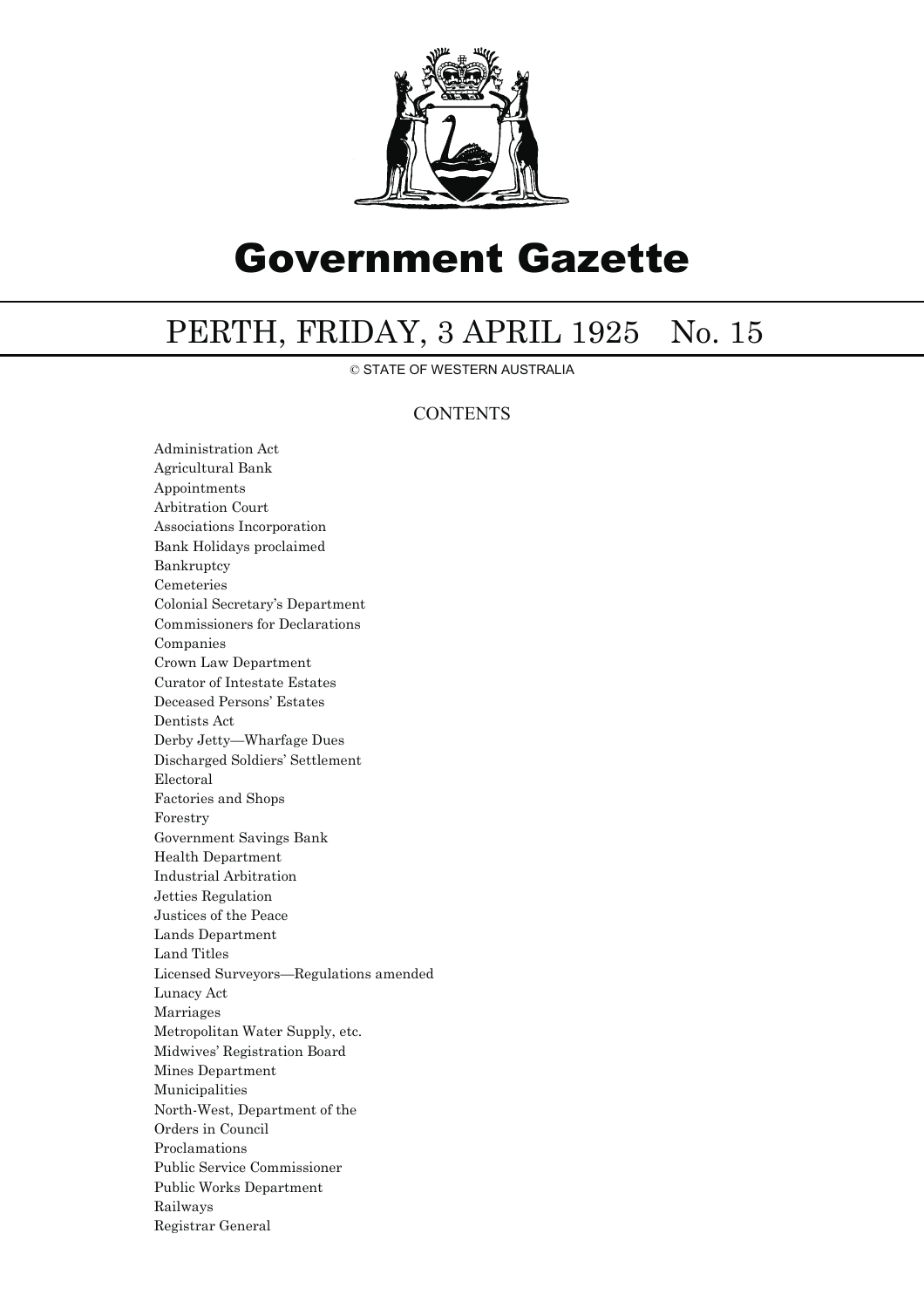# Government Gazette

## PERTH, FRIDAY, 3 APRIL 1925 No. 15

© STATE OF WESTERN AUSTRALIA

CONTENTS

Administration Act
Agricultural Bank
Appointments
Arbitration Court
Associations Incorporation
Bank Holidays proclaimed
Bankruptcy
Cemeteries
Colonial Secretary's Department
Commissioners for Declarations
Companies
Crown Law Department
Curator of Intestate Estates
Deceased Persons' Estates
Dentists Act
Derby Jetty—Wharfage Dues
Discharged Soldiers' Settlement
Electoral
Factories and Shops
Forestry
Government Savings Bank
Health Department
Industrial Arbitration
Jetties Regulation
Justices of the Peace
Lands Department
Land Titles
Licensed Surveyors—Regulations amended
Lunacy Act
Marriages
Metropolitan Water Supply, etc.
Midwives' Registration Board
Mines Department
Municipalities
North-West, Department of the
Orders in Council
Proclamations
Public Service Commissioner
Public Works Department
Railways
Registrar General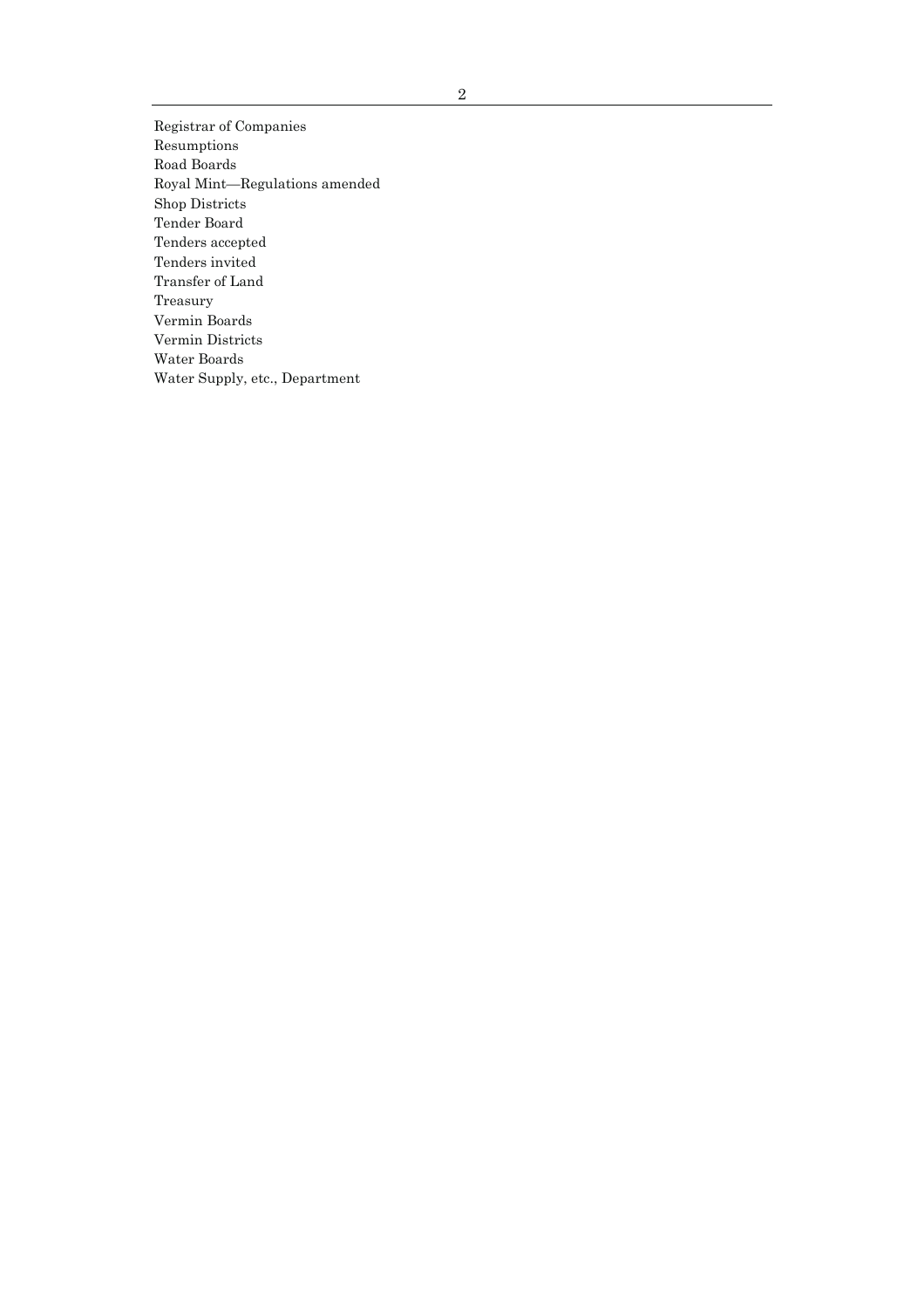Registrar of Companies
Resumptions
Road Boards
Royal Mint—Regulations amended
Shop Districts
Tender Board
Tenders accepted
Tenders invited
Transfer of Land
Treasury
Vermin Boards
Vermin Districts
Water Boards
Water Supply, etc., Department